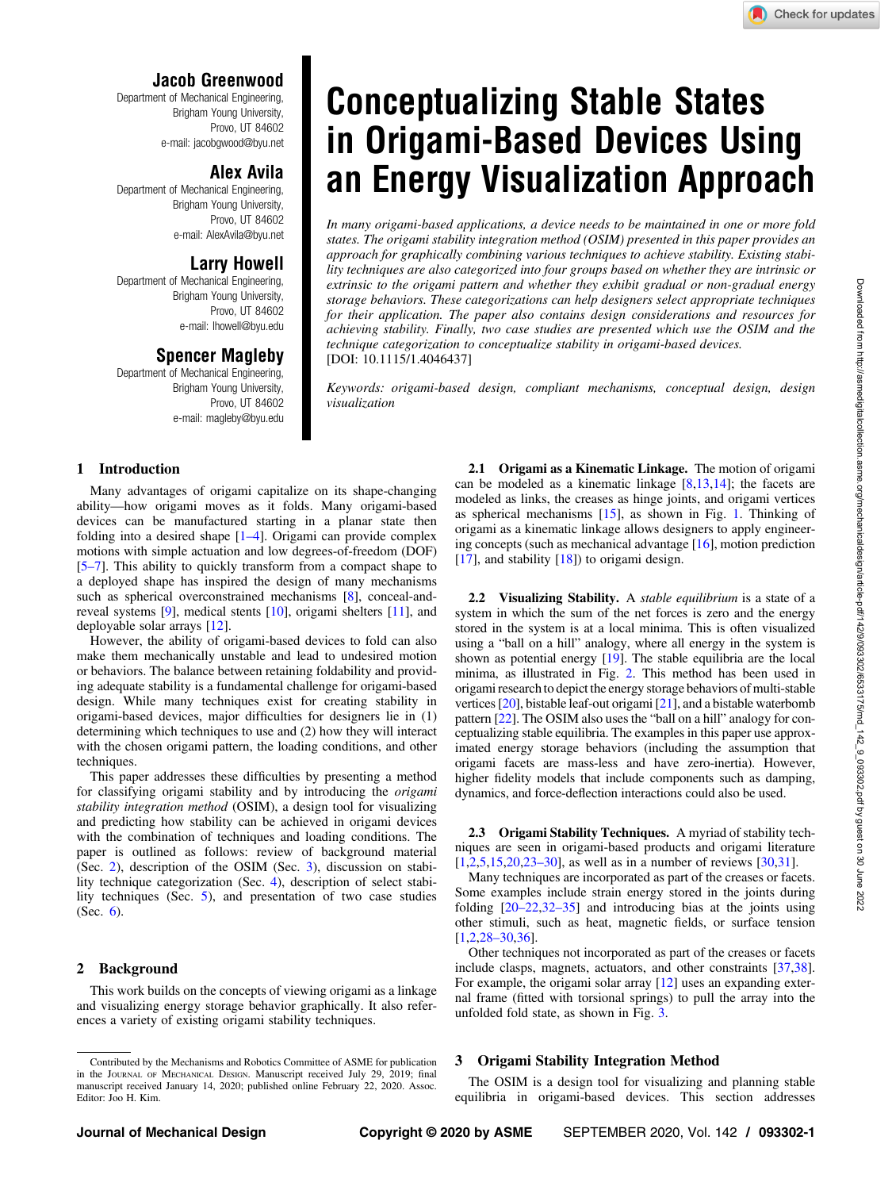# Conceptualizing Stable States in Origami-Based Devices Using an Energy Visualization Approach

**Jacob Greenwood**
Department of Mechanical Engineering,
Brigham Young University,
Provo, UT 84602
e-mail: jacobgwood@byu.net

**Alex Avila**
Department of Mechanical Engineering,
Brigham Young University,
Provo, UT 84602
e-mail: AlexAvila@byu.net

**Larry Howell**
Department of Mechanical Engineering,
Brigham Young University,
Provo, UT 84602
e-mail: lhowell@byu.edu

**Spencer Magleby**
Department of Mechanical Engineering,
Brigham Young University,
Provo, UT 84602
e-mail: magleby@byu.edu

*In many origami-based applications, a device needs to be maintained in one or more fold states. The origami stability integration method (OSIM) presented in this paper provides an approach for graphically combining various techniques to achieve stability. Existing stability techniques are also categorized into four groups based on whether they are intrinsic or extrinsic to the origami pattern and whether they exhibit gradual or non-gradual energy storage behaviors. These categorizations can help designers select appropriate techniques for their application. The paper also contains design considerations and resources for achieving stability. Finally, two case studies are presented which use the OSIM and the technique categorization to conceptualize stability in origami-based devices.*
[DOI: 10.1115/1.4046437]

*Keywords: origami-based design, compliant mechanisms, conceptual design, design visualization*

## 1 Introduction

Many advantages of origami capitalize on its shape-changing ability—how origami moves as it folds. Many origami-based devices can be manufactured starting in a planar state then folding into a desired shape [1–4]. Origami can provide complex motions with simple actuation and low degrees-of-freedom (DOF) [5–7]. This ability to quickly transform from a compact shape to a deployed shape has inspired the design of many mechanisms such as spherical overconstrained mechanisms [8], conceal-and-reveal systems [9], medical stents [10], origami shelters [11], and deployable solar arrays [12].

However, the ability of origami-based devices to fold can also make them mechanically unstable and lead to undesired motion or behaviors. The balance between retaining foldability and providing adequate stability is a fundamental challenge for origami-based design. While many techniques exist for creating stability in origami-based devices, major difficulties for designers lie in (1) determining which techniques to use and (2) how they will interact with the chosen origami pattern, the loading conditions, and other techniques.

This paper addresses these difficulties by presenting a method for classifying origami stability and by introducing the *origami stability integration method* (OSIM), a design tool for visualizing and predicting how stability can be achieved in origami devices with the combination of techniques and loading conditions. The paper is outlined as follows: review of background material (Sec. 2), description of the OSIM (Sec. 3), discussion on stability technique categorization (Sec. 4), description of select stability techniques (Sec. 5), and presentation of two case studies (Sec. 6).

## 2 Background

This work builds on the concepts of viewing origami as a linkage and visualizing energy storage behavior graphically. It also references a variety of existing origami stability techniques.

### 2.1 Origami as a Kinematic Linkage.

The motion of origami can be modeled as a kinematic linkage [8,13,14]; the facets are modeled as links, the creases as hinge joints, and origami vertices as spherical mechanisms [15], as shown in Fig. 1. Thinking of origami as a kinematic linkage allows designers to apply engineering concepts (such as mechanical advantage [16], motion prediction [17], and stability [18]) to origami design.

### 2.2 Visualizing Stability.

A *stable equilibrium* is a state of a system in which the sum of the net forces is zero and the energy stored in the system is at a local minima. This is often visualized using a "ball on a hill" analogy, where all energy in the system is shown as potential energy [19]. The stable equilibria are the local minima, as illustrated in Fig. 2. This method has been used in origami research to depict the energy storage behaviors of multi-stable vertices [20], bistable leaf-out origami [21], and a bistable waterbomb pattern [22]. The OSIM also uses the "ball on a hill" analogy for conceptualizing stable equilibria. The examples in this paper use approximated energy storage behaviors (including the assumption that origami facets are mass-less and have zero-inertia). However, higher fidelity models that include components such as damping, dynamics, and force-deflection interactions could also be used.

### 2.3 Origami Stability Techniques.

A myriad of stability techniques are seen in origami-based products and origami literature [1,2,5,15,20,23–30], as well as in a number of reviews [30,31].

Many techniques are incorporated as part of the creases or facets. Some examples include strain energy stored in the joints during folding [20–22,32–35] and introducing bias at the joints using other stimuli, such as heat, magnetic fields, or surface tension [1,2,28–30,36].

Other techniques not incorporated as part of the creases or facets include clasps, magnets, actuators, and other constraints [37,38]. For example, the origami solar array [12] uses an expanding external frame (fitted with torsional springs) to pull the array into the unfolded fold state, as shown in Fig. 3.

## 3 Origami Stability Integration Method

The OSIM is a design tool for visualizing and planning stable equilibria in origami-based devices. This section addresses

---

Contributed by the Mechanisms and Robotics Committee of ASME for publication in the Journal of Mechanical Design. Manuscript received July 29, 2019; final manuscript received January 14, 2020; published online February 22, 2020. Assoc. Editor: Joo H. Kim.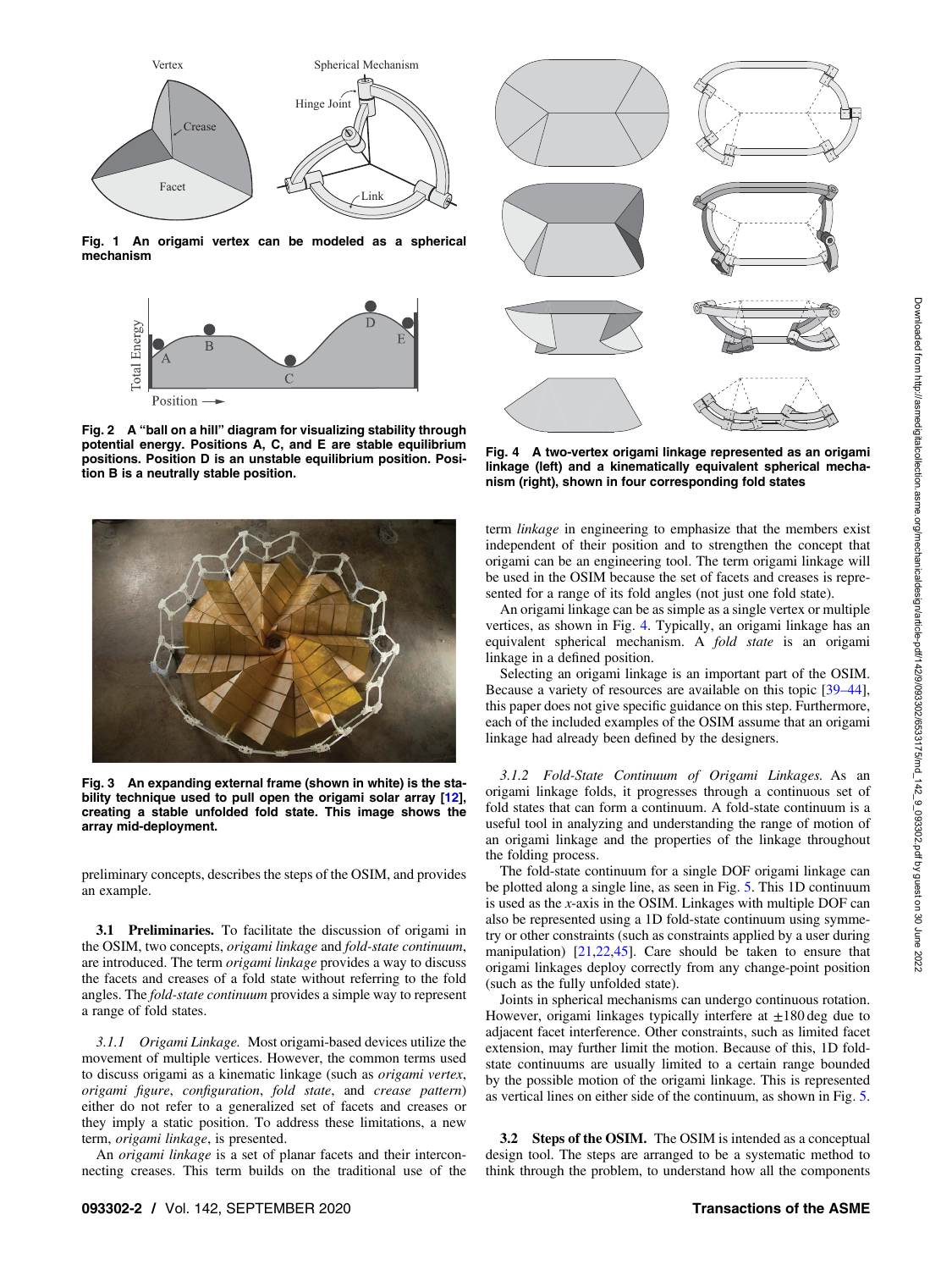Fig. 1 An origami vertex can be modeled as a spherical mechanism

Fig. 2 A "ball on a hill" diagram for visualizing stability through potential energy. Positions A, C, and E are stable equilibrium positions. Position D is an unstable equilibrium position. Position B is a neutrally stable position.

Fig. 3 An expanding external frame (shown in white) is the stability technique used to pull open the origami solar array [12], creating a stable unfolded fold state. This image shows the array mid-deployment.

Fig. 4 A two-vertex origami linkage represented as an origami linkage (left) and a kinematically equivalent spherical mechanism (right), shown in four corresponding fold states

preliminary concepts, describes the steps of the OSIM, and provides an example.

### 3.1 Preliminaries.

To facilitate the discussion of origami in the OSIM, two concepts, *origami linkage* and *fold-state continuum*, are introduced. The term *origami linkage* provides a way to discuss the facets and creases of a fold state without referring to the fold angles. The *fold-state continuum* provides a simple way to represent a range of fold states.

#### 3.1.1 Origami Linkage.

Most origami-based devices utilize the movement of multiple vertices. However, the common terms used to discuss origami as a kinematic linkage (such as *origami vertex*, *origami figure*, *configuration*, *fold state*, and *crease pattern*) either do not refer to a generalized set of facets and creases or they imply a static position. To address these limitations, a new term, *origami linkage*, is presented.

An *origami linkage* is a set of planar facets and their interconnecting creases. This term builds on the traditional use of the term *linkage* in engineering to emphasize that the members exist independent of their position and to strengthen the concept that origami can be an engineering tool. The term origami linkage will be used in the OSIM because the set of facets and creases is represented for a range of its fold angles (not just one fold state).

An origami linkage can be as simple as a single vertex or multiple vertices, as shown in Fig. 4. Typically, an origami linkage has an equivalent spherical mechanism. A *fold state* is an origami linkage in a defined position.

Selecting an origami linkage is an important part of the OSIM. Because a variety of resources are available on this topic [39–44], this paper does not give specific guidance on this step. Furthermore, each of the included examples of the OSIM assume that an origami linkage had already been defined by the designers.

#### 3.1.2 Fold-State Continuum of Origami Linkages.

As an origami linkage folds, it progresses through a continuous set of fold states that can form a continuum. A fold-state continuum is a useful tool in analyzing and understanding the range of motion of an origami linkage and the properties of the linkage throughout the folding process.

The fold-state continuum for a single DOF origami linkage can be plotted along a single line, as seen in Fig. 5. This 1D continuum is used as the $x$-axis in the OSIM. Linkages with multiple DOF can also be represented using a 1D fold-state continuum using symmetry or other constraints (such as constraints applied by a user during manipulation) [21,22,45]. Care should be taken to ensure that origami linkages deploy correctly from any change-point position (such as the fully unfolded state).

Joints in spherical mechanisms can undergo continuous rotation. However, origami linkages typically interfere at $\pm 180$ deg due to adjacent facet interference. Other constraints, such as limited facet extension, may further limit the motion. Because of this, 1D fold-state continuums are usually limited to a certain range bounded by the possible motion of the origami linkage. This is represented as vertical lines on either side of the continuum, as shown in Fig. 5.

### 3.2 Steps of the OSIM.

The OSIM is intended as a conceptual design tool. The steps are arranged to be a systematic method to think through the problem, to understand how all the components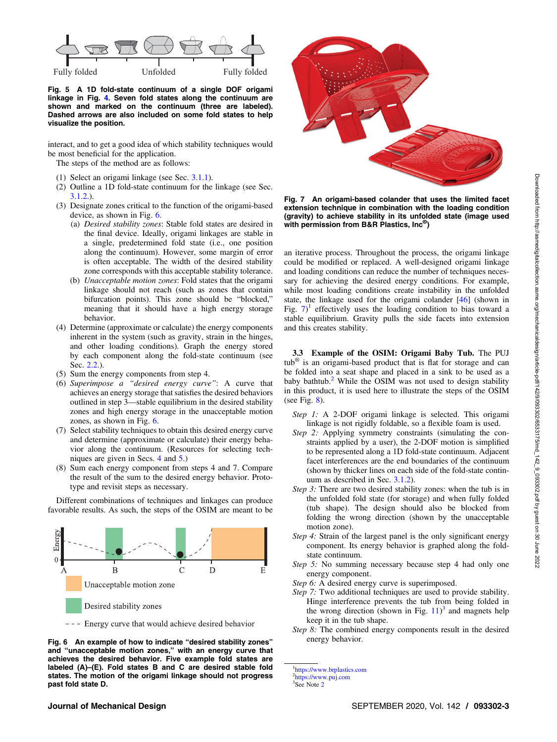Fig. 5 A 1D fold-state continuum of a single DOF origami linkage in Fig. 4. Seven fold states along the continuum are shown and marked on the continuum (three are labeled). Dashed arrows are also included on some fold states to help visualize the position.

interact, and to get a good idea of which stability techniques would be most beneficial for the application.

The steps of the method are as follows:

(1) Select an origami linkage (see Sec. 3.1.1).
(2) Outline a 1D fold-state continuum for the linkage (see Sec. 3.1.2.).
(3) Designate zones critical to the function of the origami-based device, as shown in Fig. 6.
  (a) *Desired stability zones*: Stable fold states are desired in the final device. Ideally, origami linkages are stable in a single, predetermined fold state (i.e., one position along the continuum). However, some margin of error is often acceptable. The width of the desired stability zone corresponds with this acceptable stability tolerance.
  (b) *Unacceptable motion zones*: Fold states that the origami linkage should not reach (such as zones that contain bifurcation points). This zone should be "blocked," meaning that it should have a high energy storage behavior.
(4) Determine (approximate or calculate) the energy components inherent in the system (such as gravity, strain in the hinges, and other loading conditions). Graph the energy stored by each component along the fold-state continuum (see Sec. 2.2.).
(5) Sum the energy components from step 4.
(6) *Superimpose a "desired energy curve"*: A curve that achieves an energy storage that satisfies the desired behaviors outlined in step 3—stable equilibrium in the desired stability zones and high energy storage in the unacceptable motion zones, as shown in Fig. 6.
(7) Select stability techniques to obtain this desired energy curve and determine (approximate or calculate) their energy behavior along the continuum. (Resources for selecting techniques are given in Secs. 4 and 5.)
(8) Sum each energy component from steps 4 and 7. Compare the result of the sum to the desired energy behavior. Prototype and revisit steps as necessary.

Different combinations of techniques and linkages can produce favorable results. As such, the steps of the OSIM are meant to be an iterative process. Throughout the process, the origami linkage could be modified or replaced. A well-designed origami linkage and loading conditions can reduce the number of techniques necessary for achieving the desired energy conditions. For example, while most loading conditions create instability in the unfolded state, the linkage used for the origami colander [46] (shown in Fig. 7)[1] effectively uses the loading condition to bias toward a stable equilibrium. Gravity pulls the side facets into extension and this creates stability.

Fig. 6 An example of how to indicate "desired stability zones" and "unacceptable motion zones," with an energy curve that achieves the desired behavior. Five example fold states are labeled (A)–(E). Fold states B and C are desired stable fold states. The motion of the origami linkage should not progress past fold state D.

Fig. 7 An origami-based colander that uses the limited facet extension technique in combination with the loading condition (gravity) to achieve stability in its unfolded state (image used with permission from B&R Plastics, Inc®)

### 3.3 Example of the OSIM: Origami Baby Tub.

The PUJ tub® is an origami-based product that is flat for storage and can be folded into a seat shape and placed in a sink to be used as a baby bathtub.[2] While the OSIM was not used to design stability in this product, it is used here to illustrate the steps of the OSIM (see Fig. 8).

*Step 1:* A 2-DOF origami linkage is selected. This origami linkage is not rigidly foldable, so a flexible foam is used.

*Step 2:* Applying symmetry constraints (simulating the constraints applied by a user), the 2-DOF motion is simplified to be represented along a 1D fold-state continuum. Adjacent facet interferences are the end boundaries of the continuum (shown by thicker lines on each side of the fold-state continuum as described in Sec. 3.1.2).

*Step 3:* There are two desired stability zones: when the tub is in the unfolded fold state (for storage) and when fully folded (tub shape). The design should also be blocked from folding the wrong direction (shown by the unacceptable motion zone).

*Step 4:* Strain of the largest panel is the only significant energy component. Its energy behavior is graphed along the fold-state continuum.

*Step 5:* No summing necessary because step 4 had only one energy component.

*Step 6:* A desired energy curve is superimposed.

*Step 7:* Two additional techniques are used to provide stability. Hinge interference prevents the tub from being folded in the wrong direction (shown in Fig. 11)[3] and magnets help keep it in the tub shape.

*Step 8:* The combined energy components result in the desired energy behavior.

[1] https://www.brplastics.com
[2] https://www.puj.com
[3] See Note 2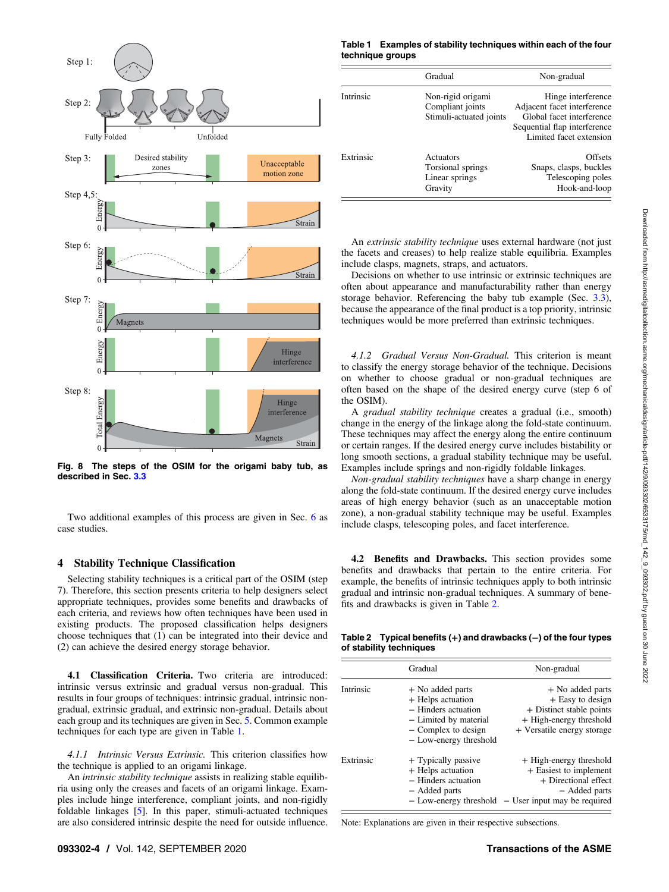Fig. 8 The steps of the OSIM for the origami baby tub, as described in Sec. 3.3

Two additional examples of this process are given in Sec. 6 as case studies.

## 4 Stability Technique Classification

Selecting stability techniques is a critical part of the OSIM (step 7). Therefore, this section presents criteria to help designers select appropriate techniques, provides some benefits and drawbacks of each criteria, and reviews how often techniques have been used in existing products. The proposed classification helps designers choose techniques that (1) can be integrated into their device and (2) can achieve the desired energy storage behavior.

### 4.1 Classification Criteria.

Two criteria are introduced: intrinsic versus extrinsic and gradual versus non-gradual. This results in four groups of techniques: intrinsic gradual, intrinsic non-gradual, extrinsic gradual, and extrinsic non-gradual. Details about each group and its techniques are given in Sec. 5. Common example techniques for each type are given in Table 1.

#### *4.1.1 Intrinsic Versus Extrinsic.*

This criterion classifies how the technique is applied to an origami linkage.

An *intrinsic stability technique* assists in realizing stable equilibria using only the creases and facets of an origami linkage. Examples include hinge interference, compliant joints, and non-rigidly foldable linkages [5]. In this paper, stimuli-actuated techniques are also considered intrinsic despite the need for outside influence.

**Table 1 Examples of stability techniques within each of the four technique groups**

| | Gradual | Non-gradual |
|---|---|---|
| Intrinsic | Non-rigid origami<br>Compliant joints<br>Stimuli-actuated joints | Hinge interference<br>Adjacent facet interference<br>Global facet interference<br>Sequential flap interference<br>Limited facet extension |
| Extrinsic | Actuators<br>Torsional springs<br>Linear springs<br>Gravity | Offsets<br>Snaps, clasps, buckles<br>Telescoping poles<br>Hook-and-loop |

An *extrinsic stability technique* uses external hardware (not just the facets and creases) to help realize stable equilibria. Examples include clasps, magnets, straps, and actuators.

Decisions on whether to use intrinsic or extrinsic techniques are often about appearance and manufacturability rather than energy storage behavior. Referencing the baby tub example (Sec. 3.3), because the appearance of the final product is a top priority, intrinsic techniques would be more preferred than extrinsic techniques.

#### *4.1.2 Gradual Versus Non-Gradual.*

This criterion is meant to classify the energy storage behavior of the technique. Decisions on whether to choose gradual or non-gradual techniques are often based on the shape of the desired energy curve (step 6 of the OSIM).

A *gradual stability technique* creates a gradual (i.e., smooth) change in the energy of the linkage along the fold-state continuum. These techniques may affect the energy along the entire continuum or certain ranges. If the desired energy curve includes bistability or long smooth sections, a gradual stability technique may be useful. Examples include springs and non-rigidly foldable linkages.

*Non-gradual stability techniques* have a sharp change in energy along the fold-state continuum. If the desired energy curve includes areas of high energy behavior (such as an unacceptable motion zone), a non-gradual stability technique may be useful. Examples include clasps, telescoping poles, and facet interference.

### 4.2 Benefits and Drawbacks.

This section provides some benefits and drawbacks that pertain to the entire criteria. For example, the benefits of intrinsic techniques apply to both intrinsic gradual and intrinsic non-gradual techniques. A summary of benefits and drawbacks is given in Table 2.

**Table 2 Typical benefits (+) and drawbacks (−) of the four types of stability techniques**

| | Gradual | Non-gradual |
|---|---|---|
| Intrinsic | + No added parts<br>+ Helps actuation<br>− Hinders actuation<br>− Limited by material<br>− Complex to design<br>− Low-energy threshold | + No added parts<br>+ Easy to design<br>+ Distinct stable points<br>+ High-energy threshold<br>+ Versatile energy storage |
| Extrinsic | + Typically passive<br>+ Helps actuation<br>− Hinders actuation<br>− Added parts<br>− Low-energy threshold | + High-energy threshold<br>+ Easiest to implement<br>+ Directional effect<br>− Added parts<br>− User input may be required |

Note: Explanations are given in their respective subsections.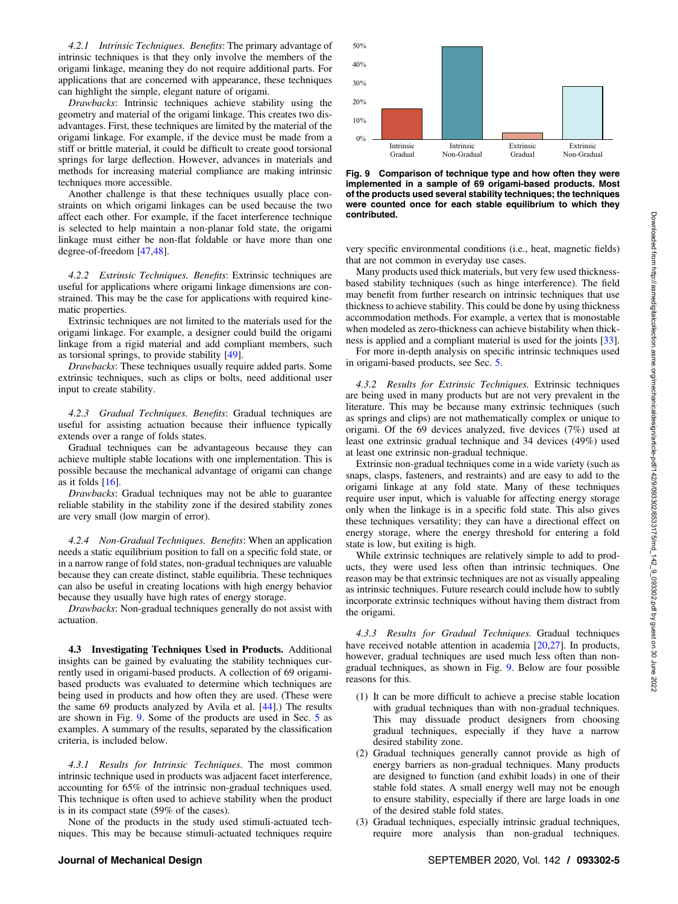*4.2.1 Intrinsic Techniques.* *Benefits*: The primary advantage of intrinsic techniques is that they only involve the members of the origami linkage, meaning they do not require additional parts. For applications that are concerned with appearance, these techniques can highlight the simple, elegant nature of origami.

*Drawbacks*: Intrinsic techniques achieve stability using the geometry and material of the origami linkage. This creates two disadvantages. First, these techniques are limited by the material of the origami linkage. For example, if the device must be made from a stiff or brittle material, it could be difficult to create good torsional springs for large deflection. However, advances in materials and methods for increasing material compliance are making intrinsic techniques more accessible.

Another challenge is that these techniques usually place constraints on which origami linkages can be used because the two affect each other. For example, if the facet interference technique is selected to help maintain a non-planar fold state, the origami linkage must either be non-flat foldable or have more than one degree-of-freedom [47,48].

*4.2.2 Extrinsic Techniques.* *Benefits*: Extrinsic techniques are useful for applications where origami linkage dimensions are constrained. This may be the case for applications with required kinematic properties.

Extrinsic techniques are not limited to the materials used for the origami linkage. For example, a designer could build the origami linkage from a rigid material and add compliant members, such as torsional springs, to provide stability [49].

*Drawbacks*: These techniques usually require added parts. Some extrinsic techniques, such as clips or bolts, need additional user input to create stability.

*4.2.3 Gradual Techniques.* *Benefits*: Gradual techniques are useful for assisting actuation because their influence typically extends over a range of folds states.

Gradual techniques can be advantageous because they can achieve multiple stable locations with one implementation. This is possible because the mechanical advantage of origami can change as it folds [16].

*Drawbacks*: Gradual techniques may not be able to guarantee reliable stability in the stability zone if the desired stability zones are very small (low margin of error).

*4.2.4 Non-Gradual Techniques.* *Benefits*: When an application needs a static equilibrium position to fall on a specific fold state, or in a narrow range of fold states, non-gradual techniques are valuable because they can create distinct, stable equilibria. These techniques can also be useful in creating locations with high energy behavior because they usually have high rates of energy storage.

*Drawbacks*: Non-gradual techniques generally do not assist with actuation.

### 4.3 Investigating Techniques Used in Products.

Additional insights can be gained by evaluating the stability techniques currently used in origami-based products. A collection of 69 origami-based products was evaluated to determine which techniques are being used in products and how often they are used. (These were the same 69 products analyzed by Avila et al. [44].) The results are shown in Fig. 9. Some of the products are used in Sec. 5 as examples. A summary of the results, separated by the classification criteria, is included below.

**Fig. 9 Comparison of technique type and how often they were implemented in a sample of 69 origami-based products. Most of the products used several stability techniques; the techniques were counted once for each stable equilibrium to which they contributed.**

*4.3.1 Results for Intrinsic Techniques.* The most common intrinsic technique used in products was adjacent facet interference, accounting for 65% of the intrinsic non-gradual techniques used. This technique is often used to achieve stability when the product is in its compact state (59% of the cases).

None of the products in the study used stimuli-actuated techniques. This may be because stimuli-actuated techniques require very specific environmental conditions (i.e., heat, magnetic fields) that are not common in everyday use cases.

Many products used thick materials, but very few used thickness-based stability techniques (such as hinge interference). The field may benefit from further research on intrinsic techniques that use thickness to achieve stability. This could be done by using thickness accommodation methods. For example, a vertex that is monostable when modeled as zero-thickness can achieve bistability when thickness is applied and a compliant material is used for the joints [33].

For more in-depth analysis on specific intrinsic techniques used in origami-based products, see Sec. 5.

*4.3.2 Results for Extrinsic Techniques.* Extrinsic techniques are being used in many products but are not very prevalent in the literature. This may be because many extrinsic techniques (such as springs and clips) are not mathematically complex or unique to origami. Of the 69 devices analyzed, five devices (7%) used at least one extrinsic gradual technique and 34 devices (49%) used at least one extrinsic non-gradual technique.

Extrinsic non-gradual techniques come in a wide variety (such as snaps, clasps, fasteners, and restraints) and are easy to add to the origami linkage at any fold state. Many of these techniques require user input, which is valuable for affecting energy storage only when the linkage is in a specific fold state. This also gives these techniques versatility; they can have a directional effect on energy storage, where the energy threshold for entering a fold state is low, but exiting is high.

While extrinsic techniques are relatively simple to add to products, they were used less often than intrinsic techniques. One reason may be that extrinsic techniques are not as visually appealing as intrinsic techniques. Future research could include how to subtly incorporate extrinsic techniques without having them distract from the origami.

*4.3.3 Results for Gradual Techniques.* Gradual techniques have received notable attention in academia [20,27]. In products, however, gradual techniques are used much less often than non-gradual techniques, as shown in Fig. 9. Below are four possible reasons for this.

1. It can be more difficult to achieve a precise stable location with gradual techniques than with non-gradual techniques. This may dissuade product designers from choosing gradual techniques, especially if they have a narrow desired stability zone.
2. Gradual techniques generally cannot provide as high of energy barriers as non-gradual techniques. Many products are designed to function (and exhibit loads) in one of their stable fold states. A small energy well may not be enough to ensure stability, especially if there are large loads in one of the desired stable fold states.
3. Gradual techniques, especially intrinsic gradual techniques, require more analysis than non-gradual techniques.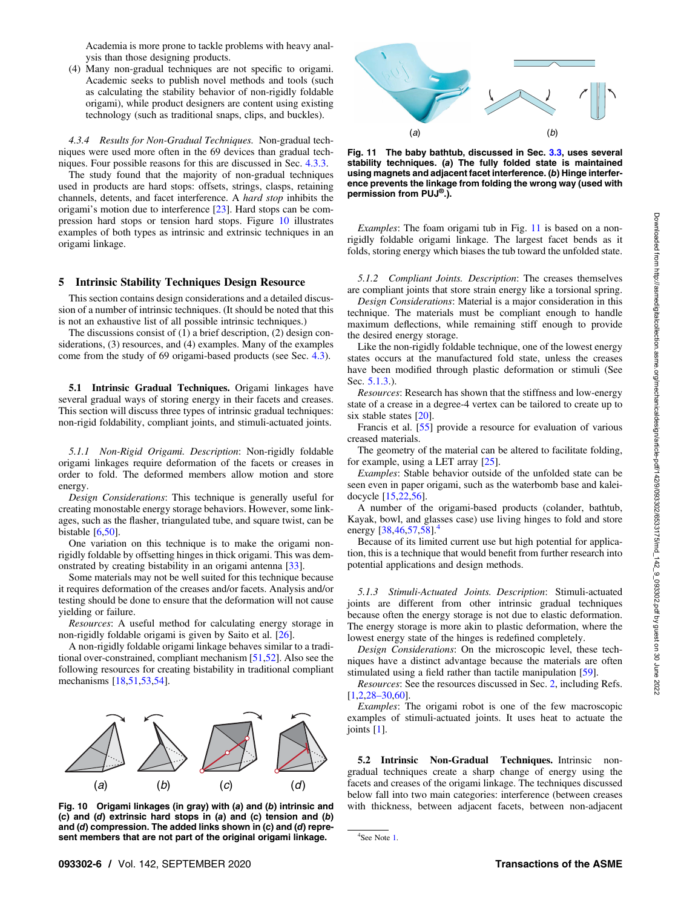Academia is more prone to tackle problems with heavy analysis than those designing products.

(4) Many non-gradual techniques are not specific to origami. Academic seeks to publish novel methods and tools (such as calculating the stability behavior of non-rigidly foldable origami), while product designers are content using existing technology (such as traditional snaps, clips, and buckles).

*4.3.4 Results for Non-Gradual Techniques.* Non-gradual techniques were used more often in the 69 devices than gradual techniques. Four possible reasons for this are discussed in Sec. 4.3.3.

The study found that the majority of non-gradual techniques used in products are hard stops: offsets, strings, clasps, retaining channels, detents, and facet interference. A *hard stop* inhibits the origami's motion due to interference [23]. Hard stops can be compression hard stops or tension hard stops. Figure 10 illustrates examples of both types as intrinsic and extrinsic techniques in an origami linkage.

## 5 Intrinsic Stability Techniques Design Resource

This section contains design considerations and a detailed discussion of a number of intrinsic techniques. (It should be noted that this is not an exhaustive list of all possible intrinsic techniques.)

The discussions consist of (1) a brief description, (2) design considerations, (3) resources, and (4) examples. Many of the examples come from the study of 69 origami-based products (see Sec. 4.3).

**5.1 Intrinsic Gradual Techniques.** Origami linkages have several gradual ways of storing energy in their facets and creases. This section will discuss three types of intrinsic gradual techniques: non-rigid foldability, compliant joints, and stimuli-actuated joints.

*5.1.1 Non-Rigid Origami. Description*: Non-rigidly foldable origami linkages require deformation of the facets or creases in order to fold. The deformed members allow motion and store energy.

*Design Considerations*: This technique is generally useful for creating monostable energy storage behaviors. However, some linkages, such as the flasher, triangulated tube, and square twist, can be bistable [6,50].

One variation on this technique is to make the origami non-rigidly foldable by offsetting hinges in thick origami. This was demonstrated by creating bistability in an origami antenna [33].

Some materials may not be well suited for this technique because it requires deformation of the creases and/or facets. Analysis and/or testing should be done to ensure that the deformation will not cause yielding or failure.

*Resources*: A useful method for calculating energy storage in non-rigidly foldable origami is given by Saito et al. [26].

A non-rigidly foldable origami linkage behaves similar to a traditional over-constrained, compliant mechanism [51,52]. Also see the following resources for creating bistability in traditional compliant mechanisms [18,51,53,54].

Fig. 10 Origami linkages (in gray) with (*a*) and (*b*) intrinsic and (*c*) and (*d*) extrinsic hard stops in (*a*) and (*c*) tension and (*b*) and (*d*) compression. The added links shown in (*c*) and (*d*) represent members that are not part of the original origami linkage.

Fig. 11 The baby bathtub, discussed in Sec. 3.3, uses several stability techniques. (*a*) The fully folded state is maintained using magnets and adjacent facet interference. (*b*) Hinge interference prevents the linkage from folding the wrong way (used with permission from PUJ®.).

*Examples*: The foam origami tub in Fig. 11 is based on a non-rigidly foldable origami linkage. The largest facet bends as it folds, storing energy which biases the tub toward the unfolded state.

*5.1.2 Compliant Joints. Description*: The creases themselves are compliant joints that store strain energy like a torsional spring.

*Design Considerations*: Material is a major consideration in this technique. The materials must be compliant enough to handle maximum deflections, while remaining stiff enough to provide the desired energy storage.

Like the non-rigidly foldable technique, one of the lowest energy states occurs at the manufactured fold state, unless the creases have been modified through plastic deformation or stimuli (See Sec. 5.1.3.).

*Resources*: Research has shown that the stiffness and low-energy state of a crease in a degree-4 vertex can be tailored to create up to six stable states [20].

Francis et al. [55] provide a resource for evaluation of various creased materials.

The geometry of the material can be altered to facilitate folding, for example, using a LET array [25].

*Examples*: Stable behavior outside of the unfolded state can be seen even in paper origami, such as the waterbomb base and kaleidocycle [15,22,56].

A number of the origami-based products (colander, bathtub, Kayak, bowl, and glasses case) use living hinges to fold and store energy [38,46,57,58].[4]

Because of its limited current use but high potential for application, this is a technique that would benefit from further research into potential applications and design methods.

*5.1.3 Stimuli-Actuated Joints. Description*: Stimuli-actuated joints are different from other intrinsic gradual techniques because often the energy storage is not due to elastic deformation. The energy storage is more akin to plastic deformation, where the lowest energy state of the hinges is redefined completely.

*Design Considerations*: On the microscopic level, these techniques have a distinct advantage because the materials are often stimulated using a field rather than tactile manipulation [59].

*Resources*: See the resources discussed in Sec. 2, including Refs. [1,2,28–30,60].

*Examples*: The origami robot is one of the few macroscopic examples of stimuli-actuated joints. It uses heat to actuate the joints [1].

**5.2 Intrinsic Non-Gradual Techniques.** Intrinsic non-gradual techniques create a sharp change of energy using the facets and creases of the origami linkage. The techniques discussed below fall into two main categories: interference (between creases with thickness, between adjacent facets, between non-adjacent

[4] See Note 1.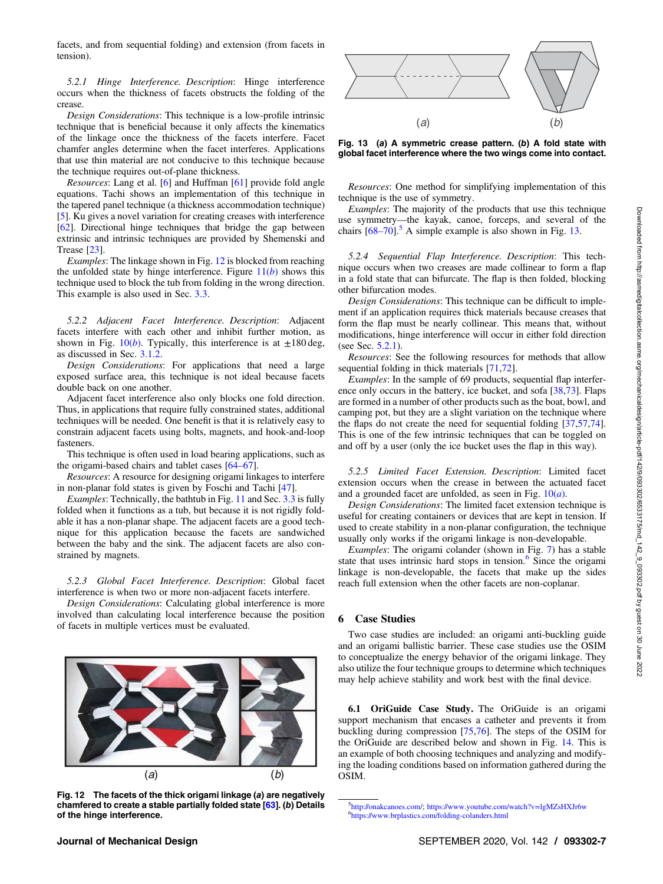facets, and from sequential folding) and extension (from facets in tension).

*5.2.1 Hinge Interference. Description*: Hinge interference occurs when the thickness of facets obstructs the folding of the crease.

*Design Considerations*: This technique is a low-profile intrinsic technique that is beneficial because it only affects the kinematics of the linkage once the thickness of the facets interfere. Facet chamfer angles determine when the facet interferes. Applications that use thin material are not conducive to this technique because the technique requires out-of-plane thickness.

*Resources*: Lang et al. [6] and Huffman [61] provide fold angle equations. Tachi shows an implementation of this technique in the tapered panel technique (a thickness accommodation technique) [5]. Ku gives a novel variation for creating creases with interference [62]. Directional hinge techniques that bridge the gap between extrinsic and intrinsic techniques are provided by Shemenski and Trease [23].

*Examples*: The linkage shown in Fig. 12 is blocked from reaching the unfolded state by hinge interference. Figure 11(*b*) shows this technique used to block the tub from folding in the wrong direction. This example is also used in Sec. 3.3.

Fig. 12 The facets of the thick origami linkage (*a*) are negatively chamfered to create a stable partially folded state [63]. (*b*) Details of the hinge interference.

*5.2.2 Adjacent Facet Interference. Description*: Adjacent facets interfere with each other and inhibit further motion, as shown in Fig. 10(*b*). Typically, this interference is at ±180 deg, as discussed in Sec. 3.1.2.

*Design Considerations*: For applications that need a large exposed surface area, this technique is not ideal because facets double back on one another.

Adjacent facet interference also only blocks one fold direction. Thus, in applications that require fully constrained states, additional techniques will be needed. One benefit is that it is relatively easy to constrain adjacent facets using bolts, magnets, and hook-and-loop fasteners.

This technique is often used in load bearing applications, such as the origami-based chairs and tablet cases [64–67].

*Resources*: A resource for designing origami linkages to interfere in non-planar fold states is given by Foschi and Tachi [47].

*Examples*: Technically, the bathtub in Fig. 11 and Sec. 3.3 is fully folded when it functions as a tub, but because it is not rigidly foldable it has a non-planar shape. The adjacent facets are a good technique for this application because the facets are sandwiched between the baby and the sink. The adjacent facets are also constrained by magnets.

*5.2.3 Global Facet Interference. Description*: Global facet interference is when two or more non-adjacent facets interfere.

*Design Considerations*: Calculating global interference is more involved than calculating local interference because the position of facets in multiple vertices must be evaluated.

Fig. 13 (*a*) A symmetric crease pattern. (*b*) A fold state with global facet interference where the two wings come into contact.

*Resources*: One method for simplifying implementation of this technique is the use of symmetry.

*Examples*: The majority of the products that use this technique use symmetry—the kayak, canoe, forceps, and several of the chairs [68–70].[5] A simple example is also shown in Fig. 13.

*5.2.4 Sequential Flap Interference. Description*: This technique occurs when two creases are made collinear to form a flap in a fold state that can bifurcate. The flap is then folded, blocking other bifurcation modes.

*Design Considerations*: This technique can be difficult to implement if an application requires thick materials because creases that form the flap must be nearly collinear. This means that, without modifications, hinge interference will occur in either fold direction (see Sec. 5.2.1).

*Resources*: See the following resources for methods that allow sequential folding in thick materials [71,72].

*Examples*: In the sample of 69 products, sequential flap interference only occurs in the battery, ice bucket, and sofa [38,73]. Flaps are formed in a number of other products such as the boat, bowl, and camping pot, but they are a slight variation on the technique where the flaps do not create the need for sequential folding [37,57,74]. This is one of the few intrinsic techniques that can be toggled on and off by a user (only the ice bucket uses the flap in this way).

*5.2.5 Limited Facet Extension. Description*: Limited facet extension occurs when the crease in between the actuated facet and a grounded facet are unfolded, as seen in Fig. 10(*a*).

*Design Considerations*: The limited facet extension technique is useful for creating containers or devices that are kept in tension. If used to create stability in a non-planar configuration, the technique usually only works if the origami linkage is non-developable.

*Examples*: The origami colander (shown in Fig. 7) has a stable state that uses intrinsic hard stops in tension.[6] Since the origami linkage is non-developable, the facets that make up the sides reach full extension when the other facets are non-coplanar.

## 6 Case Studies

Two case studies are included: an origami anti-buckling guide and an origami ballistic barrier. These case studies use the OSIM to conceptualize the energy behavior of the origami linkage. They also utilize the four technique groups to determine which techniques may help achieve stability and work best with the final device.

**6.1 OriGuide Case Study.** The OriGuide is an origami support mechanism that encases a catheter and prevents it from buckling during compression [75,76]. The steps of the OSIM for the OriGuide are described below and shown in Fig. 14. This is an example of both choosing techniques and analyzing and modifying the loading conditions based on information gathered during the OSIM.

[5] http://onakcanoes.com/; https://www.youtube.com/watch?v=lgMZsHXJr6w
[6] https://www.brplastics.com/folding-colanders.html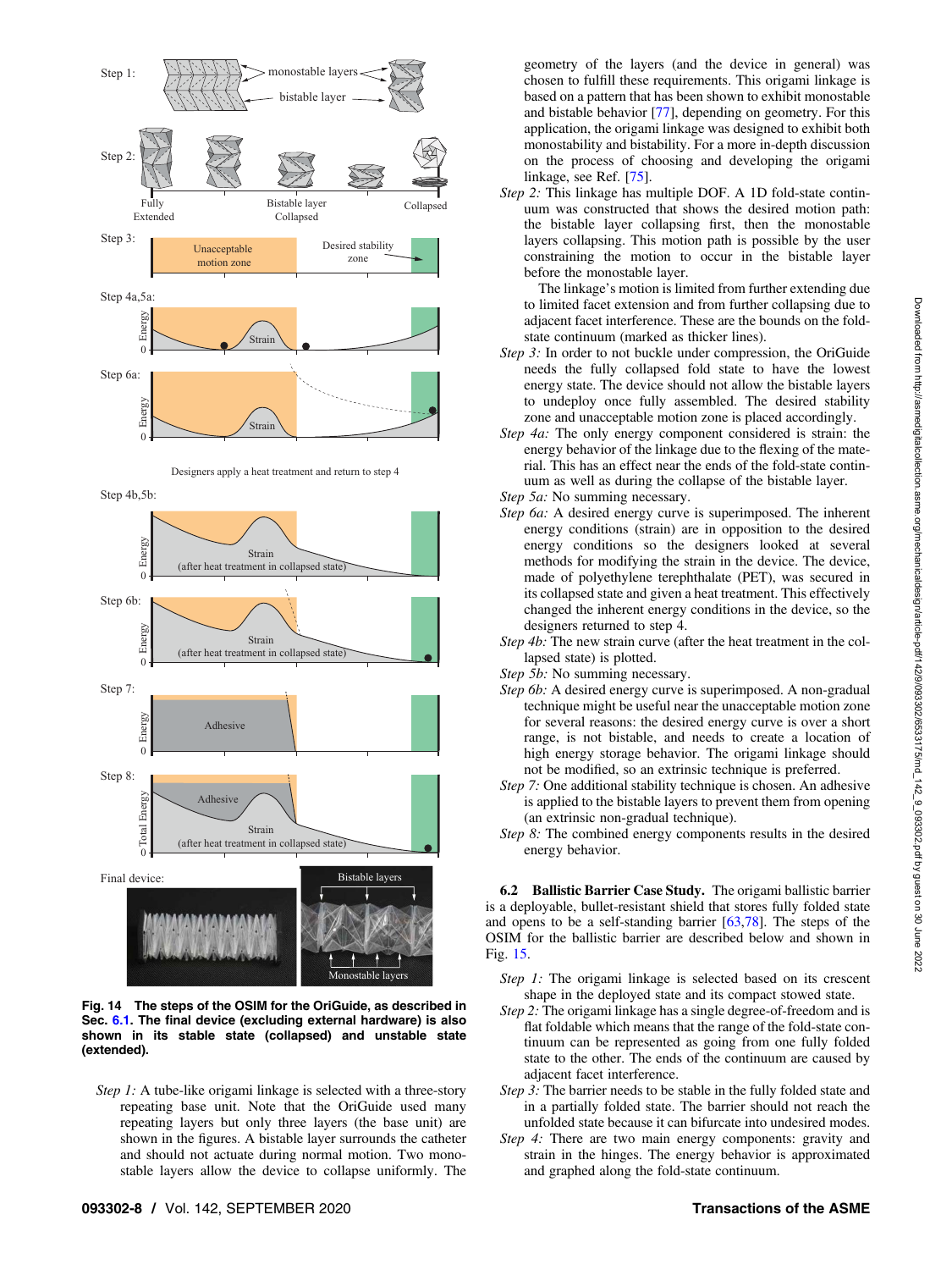Fig. 14 The steps of the OSIM for the OriGuide, as described in Sec. 6.1. The final device (excluding external hardware) is also shown in its stable state (collapsed) and unstable state (extended).

*Step 1:* A tube-like origami linkage is selected with a three-story repeating base unit. Note that the OriGuide used many repeating layers but only three layers (the base unit) are shown in the figures. A bistable layer surrounds the catheter and should not actuate during normal motion. Two monostable layers allow the device to collapse uniformly. The geometry of the layers (and the device in general) was chosen to fulfill these requirements. This origami linkage is based on a pattern that has been shown to exhibit monostable and bistable behavior [77], depending on geometry. For this application, the origami linkage was designed to exhibit both monostability and bistability. For a more in-depth discussion on the process of choosing and developing the origami linkage, see Ref. [75].

*Step 2:* This linkage has multiple DOF. A 1D fold-state continuum was constructed that shows the desired motion path: the bistable layer collapsing first, then the monostable layers collapsing. This motion path is possible by the user constraining the motion to occur in the bistable layer before the monostable layer.

The linkage's motion is limited from further extending due to limited facet extension and from further collapsing due to adjacent facet interference. These are the bounds on the fold-state continuum (marked as thicker lines).

*Step 3:* In order to not buckle under compression, the OriGuide needs the fully collapsed fold state to have the lowest energy state. The device should not allow the bistable layers to undeploy once fully assembled. The desired stability zone and unacceptable motion zone is placed accordingly.

*Step 4a:* The only energy component considered is strain: the energy behavior of the linkage due to the flexing of the material. This has an effect near the ends of the fold-state continuum as well as during the collapse of the bistable layer.

*Step 5a:* No summing necessary.

*Step 6a:* A desired energy curve is superimposed. The inherent energy conditions (strain) are in opposition to the desired energy conditions so the designers looked at several methods for modifying the strain in the device. The device, made of polyethylene terephthalate (PET), was secured in its collapsed state and given a heat treatment. This effectively changed the inherent energy conditions in the device, so the designers returned to step 4.

*Step 4b:* The new strain curve (after the heat treatment in the collapsed state) is plotted.

*Step 5b:* No summing necessary.

*Step 6b:* A desired energy curve is superimposed. A non-gradual technique might be useful near the unacceptable motion zone for several reasons: the desired energy curve is over a short range, is not bistable, and needs to create a location of high energy storage behavior. The origami linkage should not be modified, so an extrinsic technique is preferred.

*Step 7:* One additional stability technique is chosen. An adhesive is applied to the bistable layers to prevent them from opening (an extrinsic non-gradual technique).

*Step 8:* The combined energy components results in the desired energy behavior.

### 6.2 Ballistic Barrier Case Study.

The origami ballistic barrier is a deployable, bullet-resistant shield that stores fully folded state and opens to be a self-standing barrier [63,78]. The steps of the OSIM for the ballistic barrier are described below and shown in Fig. 15.

*Step 1:* The origami linkage is selected based on its crescent shape in the deployed state and its compact stowed state.

*Step 2:* The origami linkage has a single degree-of-freedom and is flat foldable which means that the range of the fold-state continuum can be represented as going from one fully folded state to the other. The ends of the continuum are caused by adjacent facet interference.

*Step 3:* The barrier needs to be stable in the fully folded state and in a partially folded state. The barrier should not reach the unfolded state because it can bifurcate into undesired modes.

*Step 4:* There are two main energy components: gravity and strain in the hinges. The energy behavior is approximated and graphed along the fold-state continuum.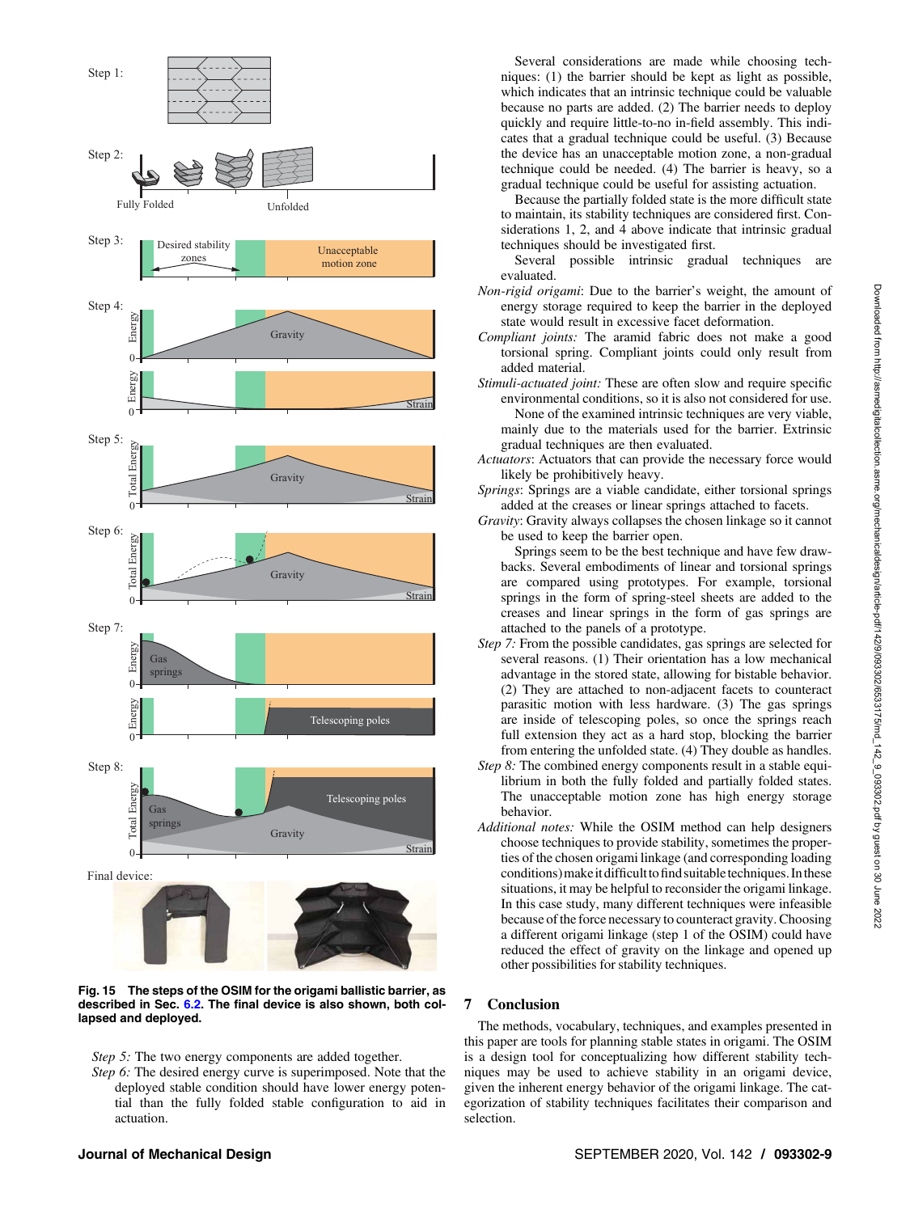Fig. 15 The steps of the OSIM for the origami ballistic barrier, as described in Sec. 6.2. The final device is also shown, both collapsed and deployed.

*Step 5:* The two energy components are added together.

*Step 6:* The desired energy curve is superimposed. Note that the deployed stable condition should have lower energy potential than the fully folded stable configuration to aid in actuation.

Several considerations are made while choosing techniques: (1) the barrier should be kept as light as possible, which indicates that an intrinsic technique could be valuable because no parts are added. (2) The barrier needs to deploy quickly and require little-to-no in-field assembly. This indicates that a gradual technique could be useful. (3) Because the device has an unacceptable motion zone, a non-gradual technique could be needed. (4) The barrier is heavy, so a gradual technique could be useful for assisting actuation.

Because the partially folded state is the more difficult state to maintain, its stability techniques are considered first. Considerations 1, 2, and 4 above indicate that intrinsic gradual techniques should be investigated first.

Several possible intrinsic gradual techniques are evaluated.

*Non-rigid origami*: Due to the barrier's weight, the amount of energy storage required to keep the barrier in the deployed state would result in excessive facet deformation.

*Compliant joints:* The aramid fabric does not make a good torsional spring. Compliant joints could only result from added material.

*Stimuli-actuated joint:* These are often slow and require specific environmental conditions, so it is also not considered for use.

None of the examined intrinsic techniques are very viable, mainly due to the materials used for the barrier. Extrinsic gradual techniques are then evaluated.

*Actuators*: Actuators that can provide the necessary force would likely be prohibitively heavy.

*Springs*: Springs are a viable candidate, either torsional springs added at the creases or linear springs attached to facets.

*Gravity*: Gravity always collapses the chosen linkage so it cannot be used to keep the barrier open.

Springs seem to be the best technique and have few drawbacks. Several embodiments of linear and torsional springs are compared using prototypes. For example, torsional springs in the form of spring-steel sheets are added to the creases and linear springs in the form of gas springs are attached to the panels of a prototype.

*Step 7:* From the possible candidates, gas springs are selected for several reasons. (1) Their orientation has a low mechanical advantage in the stored state, allowing for bistable behavior. (2) They are attached to non-adjacent facets to counteract parasitic motion with less hardware. (3) The gas springs are inside of telescoping poles, so once the springs reach full extension they act as a hard stop, blocking the barrier from entering the unfolded state. (4) They double as handles.

*Step 8:* The combined energy components result in a stable equilibrium in both the fully folded and partially folded states. The unacceptable motion zone has high energy storage behavior.

*Additional notes:* While the OSIM method can help designers choose techniques to provide stability, sometimes the properties of the chosen origami linkage (and corresponding loading conditions) make it difficult to find suitable techniques. In these situations, it may be helpful to reconsider the origami linkage. In this case study, many different techniques were infeasible because of the force necessary to counteract gravity. Choosing a different origami linkage (step 1 of the OSIM) could have reduced the effect of gravity on the linkage and opened up other possibilities for stability techniques.

## 7 Conclusion

The methods, vocabulary, techniques, and examples presented in this paper are tools for planning stable states in origami. The OSIM is a design tool for conceptualizing how different stability techniques may be used to achieve stability in an origami device, given the inherent energy behavior of the origami linkage. The categorization of stability techniques facilitates their comparison and selection.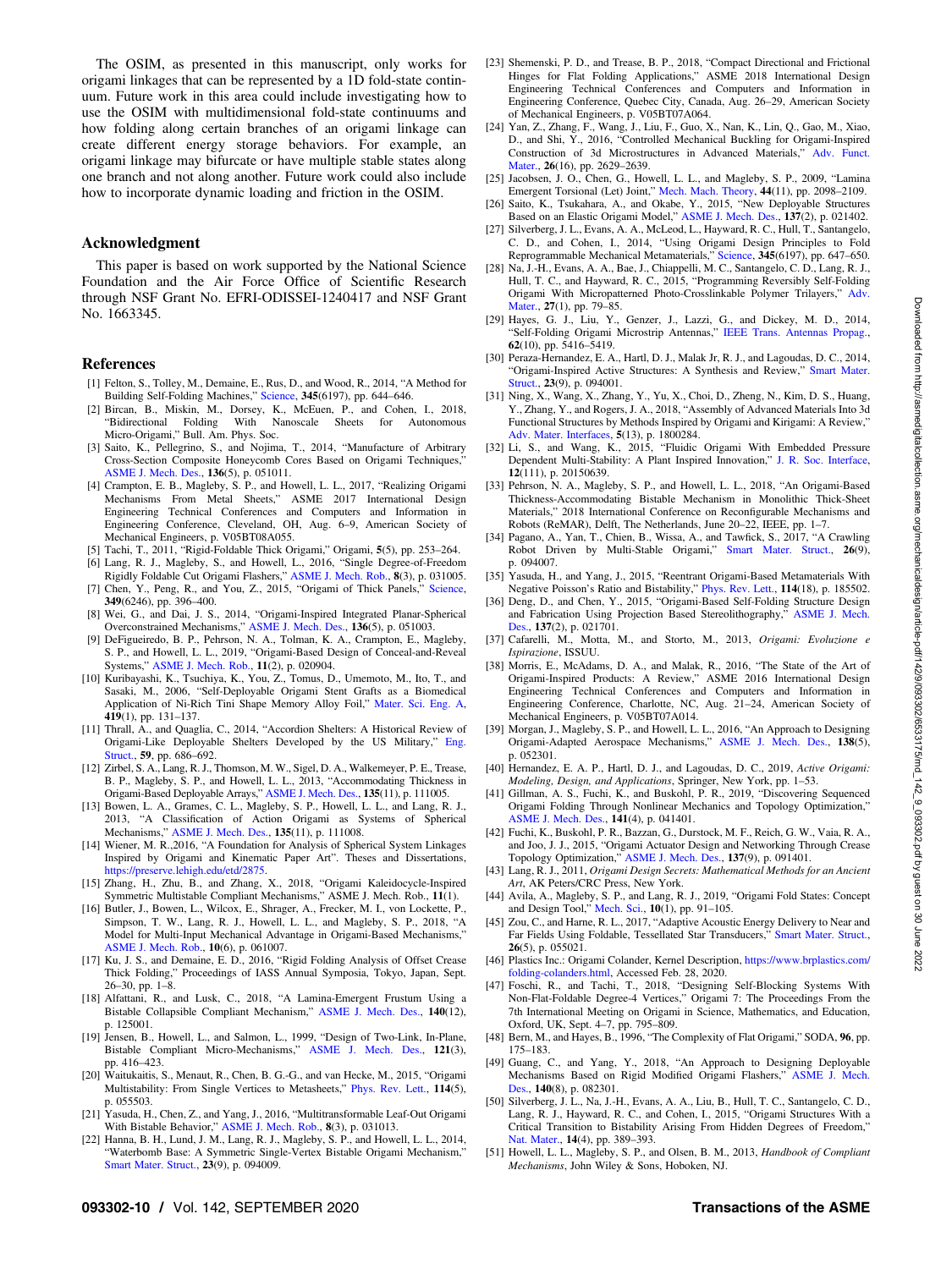The OSIM, as presented in this manuscript, only works for origami linkages that can be represented by a 1D fold-state continuum. Future work in this area could include investigating how to use the OSIM with multidimensional fold-state continuums and how folding along certain branches of an origami linkage can create different energy storage behaviors. For example, an origami linkage may bifurcate or have multiple stable states along one branch and not along another. Future work could also include how to incorporate dynamic loading and friction in the OSIM.

## Acknowledgment

This paper is based on work supported by the National Science Foundation and the Air Force Office of Scientific Research through NSF Grant No. EFRI-ODISSEI-1240417 and NSF Grant No. 1663345.

## References

[1] Felton, S., Tolley, M., Demaine, E., Rus, D., and Wood, R., 2014, "A Method for Building Self-Folding Machines," Science, **345**(6197), pp. 644–646.

[2] Bircan, B., Miskin, M., Dorsey, K., McEuen, P., and Cohen, I., 2018, "Bidirectional Folding With Nanoscale Sheets for Autonomous Micro-Origami," Bull. Am. Phys. Soc.

[3] Saito, K., Pellegrino, S., and Nojima, T., 2014, "Manufacture of Arbitrary Cross-Section Composite Honeycomb Cores Based on Origami Techniques," ASME J. Mech. Des., **136**(5), p. 051011.

[4] Crampton, E. B., Magleby, S. P., and Howell, L. L., 2017, "Realizing Origami Mechanisms From Metal Sheets," ASME 2017 International Design Engineering Technical Conferences and Computers and Information in Engineering Conference, Cleveland, OH, Aug. 6–9, American Society of Mechanical Engineers, p. V05BT08A055.

[5] Tachi, T., 2011, "Rigid-Foldable Thick Origami," Origami, **5**(5), pp. 253–264.

[6] Lang, R. J., Magleby, S., and Howell, L., 2016, "Single Degree-of-Freedom Rigidly Foldable Cut Origami Flashers," ASME J. Mech. Rob., **8**(3), p. 031005.

[7] Chen, Y., Peng, R., and You, Z., 2015, "Origami of Thick Panels," Science, **349**(6246), pp. 396–400.

[8] Wei, G., and Dai, J. S., 2014, "Origami-Inspired Integrated Planar-Spherical Overconstrained Mechanisms," ASME J. Mech. Des., **136**(5), p. 051003.

[9] DeFigueiredo, B. P., Pehrson, N. A., Tolman, K. A., Crampton, E., Magleby, S. P., and Howell, L. L., 2019, "Origami-Based Design of Conceal-and-Reveal Systems," ASME J. Mech. Rob., **11**(2), p. 020904.

[10] Kuribayashi, K., Tsuchiya, K., You, Z., Tomus, D., Umemoto, M., Ito, T., and Sasaki, M., 2006, "Self-Deployable Origami Stent Grafts as a Biomedical Application of Ni-Rich TiNi Shape Memory Alloy Foil," Mater. Sci. Eng. A, **419**(1), pp. 131–137.

[11] Thrall, A., and Quaglia, C., 2014, "Accordion Shelters: A Historical Review of Origami-Like Deployable Shelters Developed by the US Military," Eng. Struct., **59**, pp. 686–692.

[12] Zirbel, S. A., Lang, R. J., Thomson, M. W., Sigel, D. A., Walkemeyer, P. E., Trease, B. P., Magleby, S. P., and Howell, L. L., 2013, "Accommodating Thickness in Origami-Based Deployable Arrays," ASME J. Mech. Des., **135**(11), p. 111005.

[13] Bowen, L. A., Grames, C. L., Magleby, S. P., Howell, L. L., and Lang, R. J., 2013, "A Classification of Action Origami as Systems of Spherical Mechanisms," ASME J. Mech. Des., **135**(11), p. 111008.

[14] Wiener, M. R.,2016, "A Foundation for Analysis of Spherical System Linkages Inspired by Origami and Kinematic Paper Art". Theses and Dissertations, https://preserve.lehigh.edu/etd/2875.

[15] Zhang, H., Zhu, B., and Zhang, X., 2018, "Origami Kaleidocycle-Inspired Symmetric Multistable Compliant Mechanisms," ASME J. Mech. Rob., **11**(1).

[16] Butler, J., Bowen, L., Wilcox, E., Shrager, A., Frecker, M. I., von Lockette, P., Simpson, T. W., Lang, R. J., Howell, L. L., and Magleby, S. P., 2018, "A Model for Multi-Input Mechanical Advantage in Origami-Based Mechanisms," ASME J. Mech. Rob., **10**(6), p. 061007.

[17] Ku, J. S., and Demaine, E. D., 2016, "Rigid Folding Analysis of Offset Crease Thick Folding," Proceedings of IASS Annual Symposia, Tokyo, Japan, Sept. 26–30, pp. 1–8.

[18] Alfattani, R., and Lusk, C., 2018, "A Lamina-Emergent Frustum Using a Bistable Collapsible Compliant Mechanism," ASME J. Mech. Des., **140**(12), p. 125001.

[19] Jensen, B., Howell, L., and Salmon, L., 1999, "Design of Two-Link, In-Plane, Bistable Compliant Micro-Mechanisms," ASME J. Mech. Des., **121**(3), pp. 416–423.

[20] Waitukaitis, S., Menaut, R., Chen, B. G.-G., and van Hecke, M., 2015, "Origami Multistability: From Single Vertices to Metasheets," Phys. Rev. Lett., **114**(5), p. 055503.

[21] Yasuda, H., Chen, Z., and Yang, J., 2016, "Multitransformable Leaf-Out Origami With Bistable Behavior," ASME J. Mech. Rob., **8**(3), p. 031013.

[22] Hanna, B. H., Lund, J. M., Lang, R. J., Magleby, S. P., and Howell, L. L., 2014, "Waterbomb Base: A Symmetric Single-Vertex Bistable Origami Mechanism," Smart Mater. Struct., **23**(9), p. 094009.

[23] Shemenski, P. D., and Trease, B. P., 2018, "Compact Directional and Frictional Hinges for Flat Folding Applications," ASME 2018 International Design Engineering Technical Conferences and Computers and Information in Engineering Conference, Quebec City, Canada, Aug. 26–29, American Society of Mechanical Engineers, p. V05BT07A064.

[24] Yan, Z., Zhang, F., Wang, J., Liu, F., Guo, X., Nan, K., Lin, Q., Gao, M., Xiao, D., and Shi, Y., 2016, "Controlled Mechanical Buckling for Origami-Inspired Construction of 3d Microstructures in Advanced Materials," Adv. Funct. Mater., **26**(16), pp. 2629–2639.

[25] Jacobsen, J. O., Chen, G., Howell, L. L., and Magleby, S. P., 2009, "Lamina Emergent Torsional (Let) Joint," Mech. Mach. Theory, **44**(11), pp. 2098–2109.

[26] Saito, K., Tsukahara, A., and Okabe, Y., 2015, "New Deployable Structures Based on an Elastic Origami Model," ASME J. Mech. Des., **137**(2), p. 021402.

[27] Silverberg, J. L., Evans, A. A., McLeod, L., Hayward, R. C., Hull, T., Santangelo, C. D., and Cohen, I., 2014, "Using Origami Design Principles to Fold Reprogrammable Mechanical Metamaterials," Science, **345**(6197), pp. 647–650.

[28] Na, J.-H., Evans, A. A., Bae, J., Chiappelli, M. C., Santangelo, C. D., Lang, R. J., Hull, T. C., and Hayward, R. C., 2015, "Programming Reversibly Self-Folding Origami With Micropatterned Photo-Crosslinkable Polymer Trilayers," Adv. Mater., **27**(1), pp. 79–85.

[29] Hayes, G. J., Liu, Y., Genzer, J., Lazzi, G., and Dickey, M. D., 2014, "Self-Folding Origami Microstrip Antennas," IEEE Trans. Antennas Propag., **62**(10), pp. 5416–5419.

[30] Peraza-Hernandez, E. A., Hartl, D. J., Malak Jr, R. J., and Lagoudas, D. C., 2014, "Origami-Inspired Active Structures: A Synthesis and Review," Smart Mater. Struct., **23**(9), p. 094001.

[31] Ning, X., Wang, X., Zhang, Y., Yu, X., Choi, D., Zheng, N., Kim, D. S., Huang, Y., Zhang, Y., and Rogers, J. A., 2018, "Assembly of Advanced Materials Into 3d Functional Structures by Methods Inspired by Origami and Kirigami: A Review," Adv. Mater. Interfaces, **5**(13), p. 1800284.

[32] Li, S., and Wang, K., 2015, "Fluidic Origami With Embedded Pressure Dependent Multi-Stability: A Plant Inspired Innovation," J. R. Soc. Interface, **12**(111), p. 20150639.

[33] Pehrson, N. A., Magleby, S. P., and Howell, L. L., 2018, "An Origami-Based Thickness-Accommodating Bistable Mechanism in Monolithic Thick-Sheet Materials," 2018 International Conference on Reconfigurable Mechanisms and Robots (ReMAR), Delft, The Netherlands, June 20–22, IEEE, pp. 1–7.

[34] Pagano, A., Yan, T., Chien, B., Wissa, A., and Tawfick, S., 2017, "A Crawling Robot Driven by Multi-Stable Origami," Smart Mater. Struct., **26**(9), p. 094007.

[35] Yasuda, H., and Yang, J., 2015, "Reentrant Origami-Based Metamaterials With Negative Poisson's Ratio and Bistability," Phys. Rev. Lett., **114**(18), p. 185502.

[36] Deng, D., and Chen, Y., 2015, "Origami-Based Self-Folding Structure Design and Fabrication Using Projection Based Stereolithography," ASME J. Mech. Des., **137**(2), p. 021701.

[37] Cafarelli, M., Motta, M., and Storto, M., 2013, *Origami: Evoluzione e Ispirazione*, ISSUU.

[38] Morris, E., McAdams, D. A., and Malak, R., 2016, "The State of the Art of Origami-Inspired Products: A Review," ASME 2016 International Design Engineering Technical Conferences and Computers and Information in Engineering Conference, Charlotte, NC, Aug. 21–24, American Society of Mechanical Engineers, p. V05BT07A014.

[39] Morgan, J., Magleby, S. P., and Howell, L. L., 2016, "An Approach to Designing Origami-Adapted Aerospace Mechanisms," ASME J. Mech. Des., **138**(5), p. 052301.

[40] Hernandez, E. A. P., Hartl, D. J., and Lagoudas, D. C., 2019, *Active Origami: Modeling, Design, and Applications*, Springer, New York, pp. 1–53.

[41] Gillman, A. S., Fuchi, K., and Buskohl, P. R., 2019, "Discovering Sequenced Origami Folding Through Nonlinear Mechanics and Topology Optimization," ASME J. Mech. Des., **141**(4), p. 041401.

[42] Fuchi, K., Buskohl, P. R., Bazzan, G., Durstock, M. F., Reich, G. W., Vaia, R. A., and Joo, J. J., 2015, "Origami Actuator Design and Networking Through Crease Topology Optimization," ASME J. Mech. Des., **137**(9), p. 091401.

[43] Lang, R. J., 2011, *Origami Design Secrets: Mathematical Methods for an Ancient Art*, AK Peters/CRC Press, New York.

[44] Avila, A., Magleby, S. P., and Lang, R. J., 2019, "Origami Fold States: Concept and Design Tool," Mech. Sci., **10**(1), pp. 91–105.

[45] Zou, C., and Harne, R. L., 2017, "Adaptive Acoustic Energy Delivery to Near and Far Fields Using Foldable, Tessellated Star Transducers," Smart Mater. Struct., **26**(5), p. 055021.

[46] Plastics Inc.: Origami Colander, Kernel Description, https://www.brplastics.com/folding-colanders.html, Accessed Feb. 28, 2020.

[47] Foschi, R., and Tachi, T., 2018, "Designing Self-Blocking Systems With Non-Flat-Foldable Degree-4 Vertices," Origami 7: The Proceedings From the 7th International Meeting on Origami in Science, Mathematics, and Education, Oxford, UK, Sept. 4–7, pp. 795–809.

[48] Bern, M., and Hayes, B., 1996, "The Complexity of Flat Origami," SODA, **96**, pp. 175–183.

[49] Guang, C., and Yang, Y., 2018, "An Approach to Designing Deployable Mechanisms Based on Rigid Modified Origami Flashers," ASME J. Mech. Des., **140**(8), p. 082301.

[50] Silverberg, J. L., Na, J.-H., Evans, A. A., Liu, B., Hull, T. C., Santangelo, C. D., Lang, R. J., Hayward, R. C., and Cohen, I., 2015, "Origami Structures With a Critical Transition to Bistability Arising From Hidden Degrees of Freedom," Nat. Mater., **14**(4), pp. 389–393.

[51] Howell, L. L., Magleby, S. P., and Olsen, B. M., 2013, *Handbook of Compliant Mechanisms*, John Wiley & Sons, Hoboken, NJ.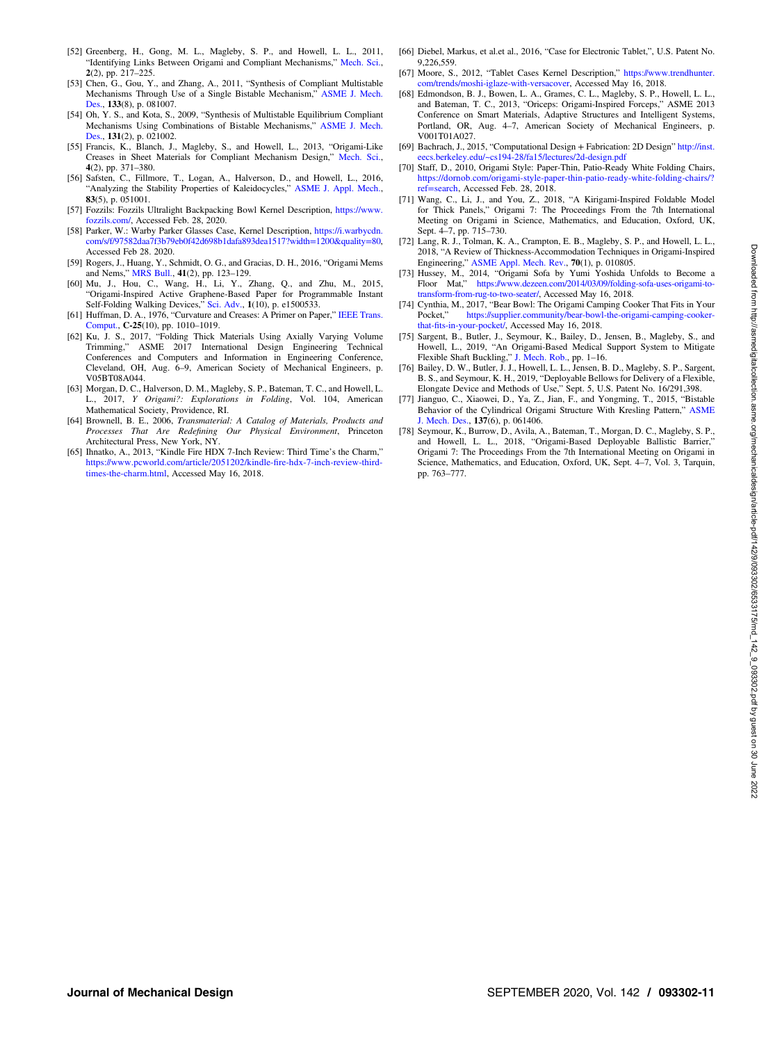[52] Greenberg, H., Gong, M. L., Magleby, S. P., and Howell, L. L., 2011, "Identifying Links Between Origami and Compliant Mechanisms," Mech. Sci., **2**(2), pp. 217–225.

[53] Chen, G., Gou, Y., and Zhang, A., 2011, "Synthesis of Compliant Multistable Mechanisms Through Use of a Single Bistable Mechanism," ASME J. Mech. Des., **133**(8), p. 081007.

[54] Oh, Y. S., and Kota, S., 2009, "Synthesis of Multistable Equilibrium Compliant Mechanisms Using Combinations of Bistable Mechanisms," ASME J. Mech. Des., **131**(2), p. 021002.

[55] Francis, K., Blanch, J., Magleby, S., and Howell, L., 2013, "Origami-Like Creases in Sheet Materials for Compliant Mechanism Design," Mech. Sci., **4**(2), pp. 371–380.

[56] Safsten, C., Fillmore, T., Logan, A., Halverson, D., and Howell, L., 2016, "Analyzing the Stability Properties of Kaleidocycles," ASME J. Appl. Mech., **83**(5), p. 051001.

[57] Fozzils: Fozzils Ultralight Backpacking Bowl Kernel Description, https://www.fozzils.com/, Accessed Feb. 28, 2020.

[58] Parker, W.: Warby Parker Glasses Case, Kernel Description, https://i.warbycdn.com/s/f/97582daa7f3b79eb0f42d698b1dafa893dea1517?width=1200&quality=80, Accessed Feb 28. 2020.

[59] Rogers, J., Huang, Y., Schmidt, O. G., and Gracias, D. H., 2016, "Origami Mems and Nems," MRS Bull., **41**(2), pp. 123–129.

[60] Mu, J., Hou, C., Wang, H., Li, Y., Zhang, Q., and Zhu, M., 2015, "Origami-Inspired Active Graphene-Based Paper for Programmable Instant Self-Folding Walking Devices," Sci. Adv., **1**(10), p. e1500533.

[61] Huffman, D. A., 1976, "Curvature and Creases: A Primer on Paper," IEEE Trans. Comput., **C-25**(10), pp. 1010–1019.

[62] Ku, J. S., 2017, "Folding Thick Materials Using Axially Varying Volume Trimming," ASME 2017 International Design Engineering Technical Conferences and Computers and Information in Engineering Conference, Cleveland, OH, Aug. 6–9, American Society of Mechanical Engineers, p. V05BT08A044.

[63] Morgan, D. C., Halverson, D. M., Magleby, S. P., Bateman, T. C., and Howell, L. L., 2017, *Y Origami?: Explorations in Folding*, Vol. 104, American Mathematical Society, Providence, RI.

[64] Brownell, B. E., 2006, *Transmaterial: A Catalog of Materials, Products and Processes That Are Redefining Our Physical Environment*, Princeton Architectural Press, New York, NY.

[65] Ihnatko, A., 2013, "Kindle Fire HDX 7-Inch Review: Third Time's the Charm," https://www.pcworld.com/article/2051202/kindle-fire-hdx-7-inch-review-third-times-the-charm.html, Accessed May 16, 2018.

[66] Diebel, Markus, et al.et al., 2016, "Case for Electronic Tablet,", U.S. Patent No. 9,226,559.

[67] Moore, S., 2012, "Tablet Cases Kernel Description," https://www.trendhunter.com/trends/moshi-iglaze-with-versacover, Accessed May 16, 2018.

[68] Edmondson, B. J., Bowen, L. A., Grames, C. L., Magleby, S. P., Howell, L. L., and Bateman, T. C., 2013, "Oriceps: Origami-Inspired Forceps," ASME 2013 Conference on Smart Materials, Adaptive Structures and Intelligent Systems, Portland, OR, Aug. 4–7, American Society of Mechanical Engineers, p. V001T01A027.

[69] Bachrach, J., 2015, "Computational Design + Fabrication: 2D Design" http://inst.eecs.berkeley.edu/~cs194-28/fa15/lectures/2d-design.pdf

[70] Staff, D., 2010, Origami Style: Paper-Thin, Patio-Ready White Folding Chairs, https://dornob.com/origami-style-paper-thin-patio-ready-white-folding-chairs/?ref=search, Accessed Feb. 28, 2018.

[71] Wang, C., Li, J., and You, Z., 2018, "A Kirigami-Inspired Foldable Model for Thick Panels," Origami 7: The Proceedings From the 7th International Meeting on Origami in Science, Mathematics, and Education, Oxford, UK, Sept. 4–7, pp. 715–730.

[72] Lang, R. J., Tolman, K. A., Crampton, E. B., Magleby, S. P., and Howell, L. L., 2018, "A Review of Thickness-Accommodation Techniques in Origami-Inspired Engineering," ASME Appl. Mech. Rev., **70**(1), p. 010805.

[73] Hussey, M., 2014, "Origami Sofa by Yumi Yoshida Unfolds to Become a Floor Mat," https://www.dezeen.com/2014/03/09/folding-sofa-uses-origami-to-transform-from-rug-to-two-seater/, Accessed May 16, 2018.

[74] Cynthia, M., 2017, "Bear Bowl: The Origami Camping Cooker That Fits in Your Pocket," https://supplier.community/bear-bowl-the-origami-camping-cooker-that-fits-in-your-pocket/, Accessed May 16, 2018.

[75] Sargent, B., Butler, J., Seymour, K., Bailey, D., Jensen, B., Magleby, S., and Howell, L., 2019, "An Origami-Based Medical Support System to Mitigate Flexible Shaft Buckling," J. Mech. Rob., pp. 1–16.

[76] Bailey, D. W., Butler, J. J., Howell, L. L., Jensen, B. D., Magleby, S. P., Sargent, B. S., and Seymour, K. H., 2019, "Deployable Bellows for Delivery of a Flexible, Elongate Device and Methods of Use," Sept. 5, U.S. Patent No. 16/291,398.

[77] Jianguo, C., Xiaowei, D., Ya, Z., Jian, F., and Yongming, T., 2015, "Bistable Behavior of the Cylindrical Origami Structure With Kresling Pattern," ASME J. Mech. Des., **137**(6), p. 061406.

[78] Seymour, K., Burrow, D., Avila, A., Bateman, T., Morgan, D. C., Magleby, S. P., and Howell, L. L., 2018, "Origami-Based Deployable Ballistic Barrier," Origami 7: The Proceedings From the 7th International Meeting on Origami in Science, Mathematics, and Education, Oxford, UK, Sept. 4–7, Vol. 3, Tarquin, pp. 763–777.